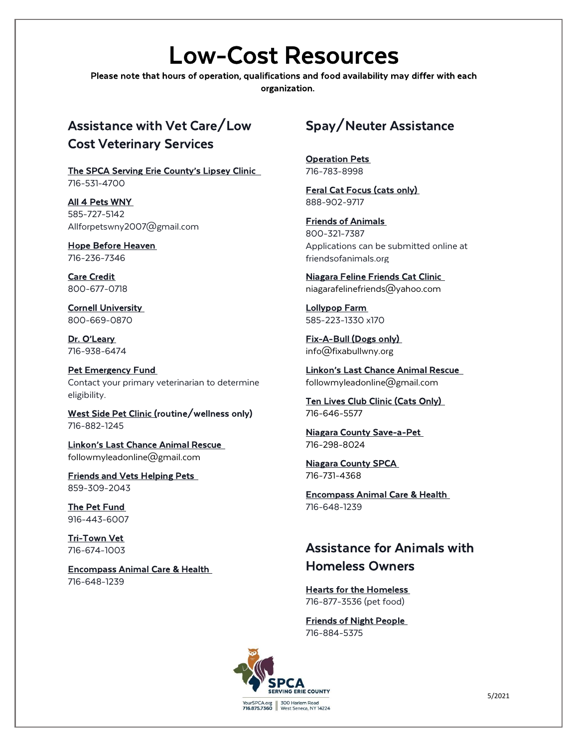# Low-Cost Resources

**Please note that hours of operation, qualifications and food availability may differ with each organization.**

## Assistance with Vet Care/Low Cost Veterinary Services

**The SPCA Serving Erie County's Lipsey Clinic**
716-531-4700

**All 4 Pets WNY**
585-727-5142
Allforpetswny2007@gmail.com

**Hope Before Heaven**
716-236-7346

**Care Credit**
800-677-0718

**Cornell University**
800-669-0870

**Dr. O'Leary**
716-938-6474

**Pet Emergency Fund**
Contact your primary veterinarian to determine eligibility.

**West Side Pet Clinic (routine/wellness only)**
716-882-1245

**Linkon's Last Chance Animal Rescue**
followmyleadonline@gmail.com

**Friends and Vets Helping Pets**
859-309-2043

**The Pet Fund**
916-443-6007

**Tri-Town Vet**
716-674-1003

**Encompass Animal Care & Health**
716-648-1239

## Spay/Neuter Assistance

**Operation Pets**
716-783-8998

**Feral Cat Focus (cats only)**
888-902-9717

**Friends of Animals**
800-321-7387
Applications can be submitted online at friendsofanimals.org

**Niagara Feline Friends Cat Clinic**
niagarafelinefriends@yahoo.com

**Lollypop Farm**
585-223-1330 x170

**Fix-A-Bull (Dogs only)**
info@fixabullwny.org

**Linkon's Last Chance Animal Rescue**
followmyleadonline@gmail.com

**Ten Lives Club Clinic (Cats Only)**
716-646-5577

**Niagara County Save-a-Pet**
716-298-8024

**Niagara County SPCA**
716-731-4368

**Encompass Animal Care & Health**
716-648-1239

## Assistance for Animals with Homeless Owners

**Hearts for the Homeless**
716-877-3536 (pet food)

**Friends of Night People**
716-884-5375

SPCA SERVING ERIE COUNTY
YourSPCA.org | 716.875.7360 | 300 Harlem Road West Seneca, NY 14224

5/2021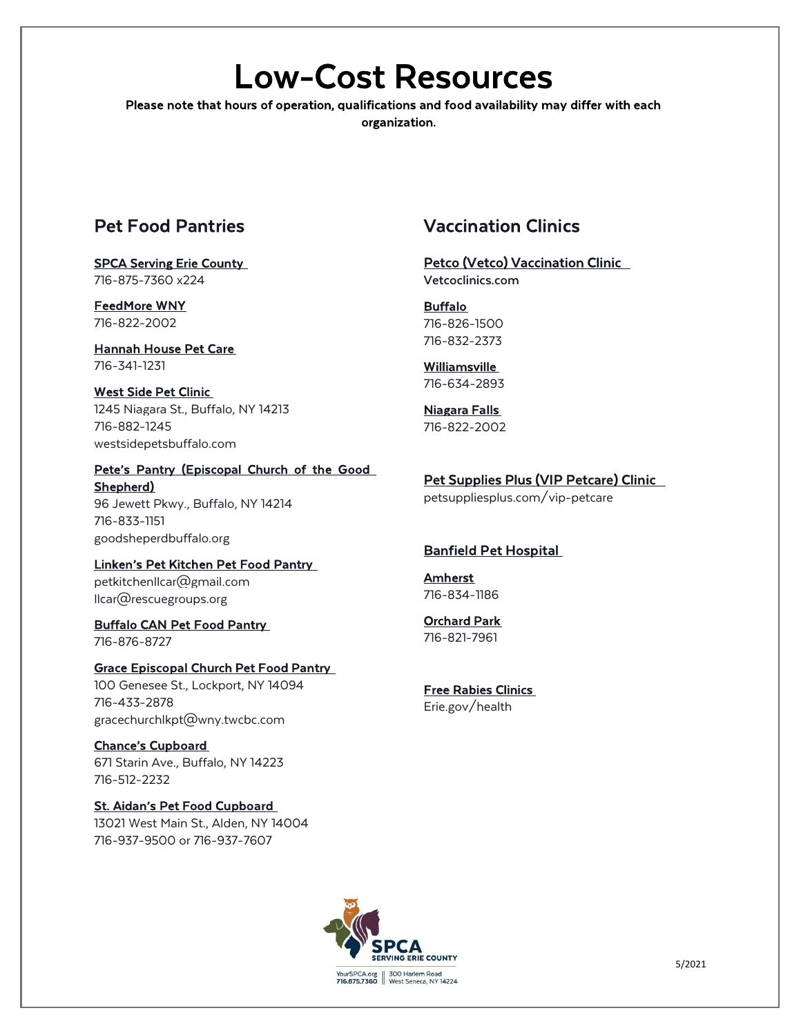# Low-Cost Resources

**Please note that hours of operation, qualifications and food availability may differ with each organization.**

## Pet Food Pantries

**SPCA Serving Erie County**
716-875-7360 x224

**FeedMore WNY**
716-822-2002

**Hannah House Pet Care**
716-341-1231

**West Side Pet Clinic**
1245 Niagara St., Buffalo, NY 14213
716-882-1245
westsidepetsbuffalo.com

**Pete's Pantry (Episcopal Church of the Good Shepherd)**
96 Jewett Pkwy., Buffalo, NY 14214
716-833-1151
goodsheperdbuffalo.org

**Linken's Pet Kitchen Pet Food Pantry**
petkitchenllcar@gmail.com
llcar@rescuegroups.org

**Buffalo CAN Pet Food Pantry**
716-876-8727

**Grace Episcopal Church Pet Food Pantry**
100 Genesee St., Lockport, NY 14094
716-433-2878
gracechurchlkpt@wny.twcbc.com

**Chance's Cupboard**
671 Starin Ave., Buffalo, NY 14223
716-512-2232

**St. Aidan's Pet Food Cupboard**
13021 West Main St., Alden, NY 14004
716-937-9500 or 716-937-7607

## Vaccination Clinics

**Petco (Vetco) Vaccination Clinic**
Vetcoclinics.com

**Buffalo**
716-826-1500
716-832-2373

**Williamsville**
716-634-2893

**Niagara Falls**
716-822-2002

**Pet Supplies Plus (VIP Petcare) Clinic**
petsuppliesplus.com/vip-petcare

**Banfield Pet Hospital**

**Amherst**
716-834-1186

**Orchard Park**
716-821-7961

**Free Rabies Clinics**
Erie.gov/health

SPCA SERVING ERIE COUNTY
YourSPCA.org | 716.875.7360 | 300 Harlem Road West Seneca, NY 14224

5/2021